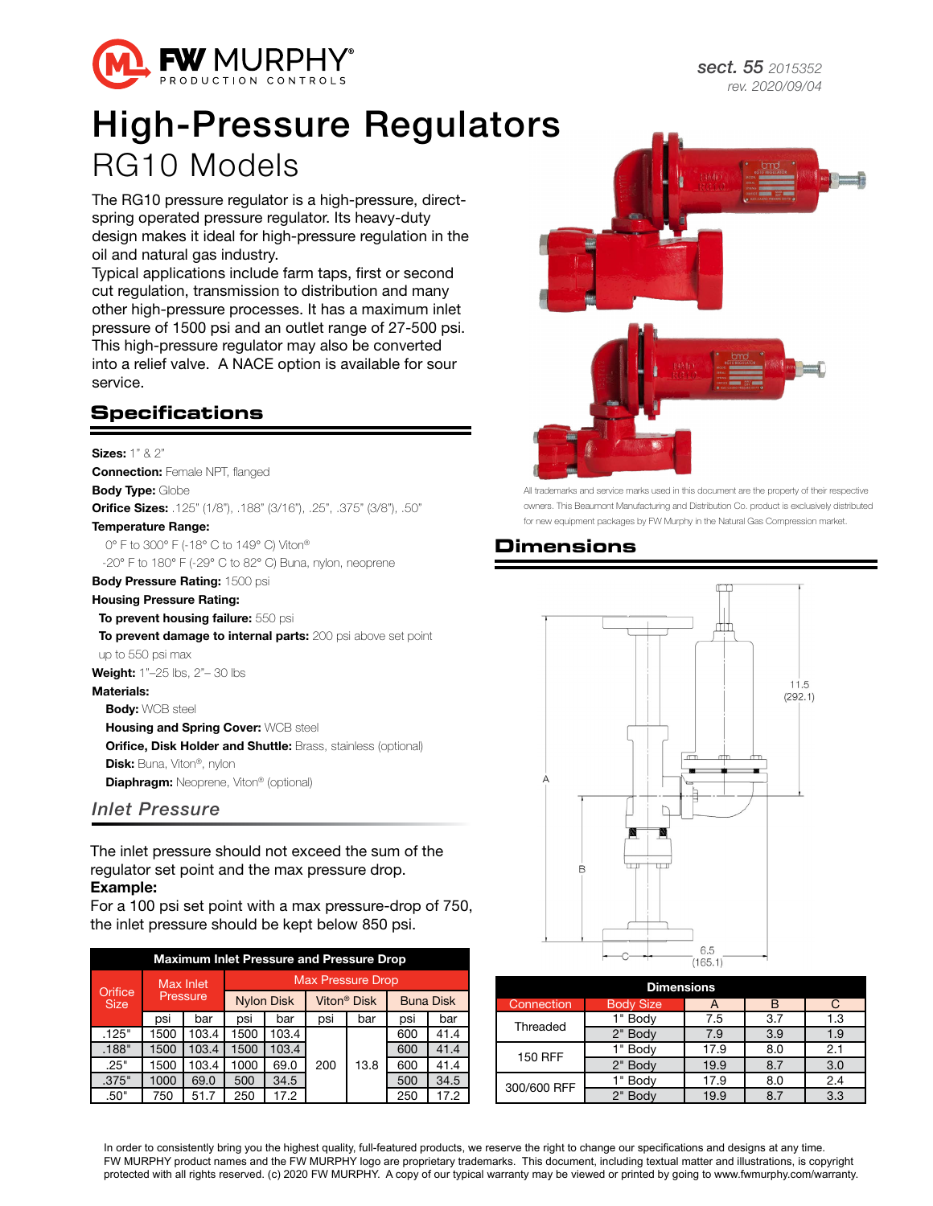# High-Pressure Regulators

## RG10 Models

The RG10 pressure regulator is a high-pressure, direct-spring operated pressure regulator. Its heavy-duty design makes it ideal for high-pressure regulation in the oil and natural gas industry.

Typical applications include farm taps, first or second cut regulation, transmission to distribution and many other high-pressure processes. It has a maximum inlet pressure of 1500 psi and an outlet range of 27-500 psi. This high-pressure regulator may also be converted into a relief valve. A NACE option is available for sour service.

## Specifications

**Sizes:** 1" & 2"

**Connection:** Female NPT, flanged

**Body Type:** Globe

**Orifice Sizes:** .125" (1/8"), .188" (3/16"), .25", .375" (3/8"), .50"

**Temperature Range:**

0° F to 300° F (-18° C to 149° C) Viton®

-20° F to 180° F (-29° C to 82° C) Buna, nylon, neoprene

**Body Pressure Rating:** 1500 psi

**Housing Pressure Rating:**

**To prevent housing failure:** 550 psi

**To prevent damage to internal parts:** 200 psi above set point up to 550 psi max

**Weight:** 1"–25 lbs, 2"– 30 lbs

**Materials:**

**Body:** WCB steel

**Housing and Spring Cover:** WCB steel

**Orifice, Disk Holder and Shuttle:** Brass, stainless (optional)

**Disk:** Buna, Viton®, nylon

**Diaphragm:** Neoprene, Viton® (optional)

### *Inlet Pressure*

The inlet pressure should not exceed the sum of the regulator set point and the max pressure drop.

**Example:**

For a 100 psi set point with a max pressure-drop of 750, the inlet pressure should be kept below 850 psi.

**Maximum Inlet Pressure and Pressure Drop**

| Orifice Size | Max Inlet Pressure | | Max Pressure Drop | | | | | |
|---|---|---|---|---|---|---|---|---|
| | | | Nylon Disk | | Viton® Disk | | Buna Disk | |
| | psi | bar | psi | bar | psi | bar | psi | bar |
| .125" | 1500 | 103.4 | 1500 | 103.4 | 200 | 13.8 | 600 | 41.4 |
| .188" | 1500 | 103.4 | 1500 | 103.4 | 200 | 13.8 | 600 | 41.4 |
| .25" | 1500 | 103.4 | 1000 | 69.0 | 200 | 13.8 | 600 | 41.4 |
| .375" | 1000 | 69.0 | 500 | 34.5 | 200 | 13.8 | 500 | 34.5 |
| .50" | 750 | 51.7 | 250 | 17.2 | 200 | 13.8 | 250 | 17.2 |

All trademarks and service marks used in this document are the property of their respective owners. This Beaumont Manufacturing and Distribution Co. product is exclusively distributed for new equipment packages by FW Murphy in the Natural Gas Compression market.

## Dimensions

11.5 (292.1)

A

B

6.5 (165.1)

**Dimensions**

| Connection | Body Size | A | B | C |
|---|---|---|---|---|
| Threaded | 1" Body | 7.5 | 3.7 | 1.3 |
| | 2" Body | 7.9 | 3.9 | 1.9 |
| 150 RFF | 1" Body | 17.9 | 8.0 | 2.1 |
| | 2" Body | 19.9 | 8.7 | 3.0 |
| 300/600 RFF | 1" Body | 17.9 | 8.0 | 2.4 |
| | 2" Body | 19.9 | 8.7 | 3.3 |

In order to consistently bring you the highest quality, full-featured products, we reserve the right to change our specifications and designs at any time. FW MURPHY product names and the FW MURPHY logo are proprietary trademarks. This document, including textual matter and illustrations, is copyright protected with all rights reserved. (c) 2020 FW MURPHY. A copy of our typical warranty may be viewed or printed by going to www.fwmurphy.com/warranty.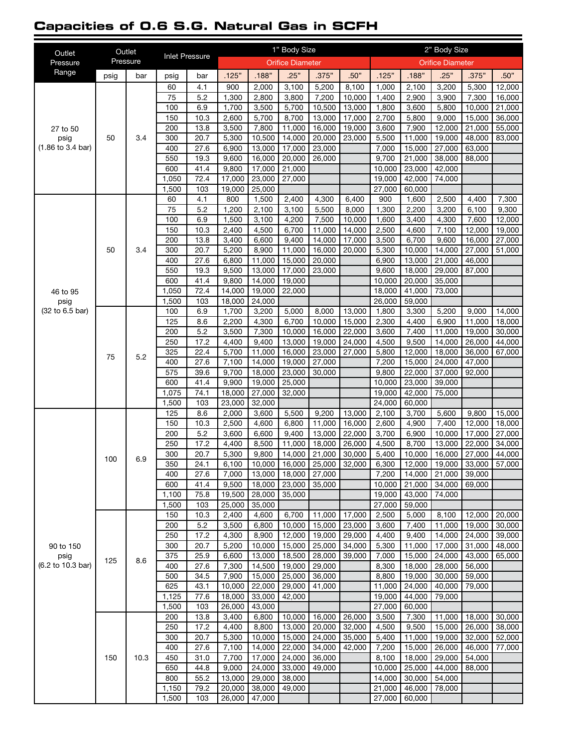## Capacities of 0.6 S.G. Natural Gas in SCFH

| Outlet Pressure Range | Outlet Pressure | | Inlet Pressure | | 1" Body Size | | | | | 2" Body Size | | | | |
|---|---|---|---|---|---|---|---|---|---|---|---|---|---|---|
| | | | | | Orifice Diameter | | | | | Orifice Diameter | | | | |
| | psig | bar | psig | bar | .125" | .188" | .25" | .375" | .50" | .125" | .188" | .25" | .375" | .50" |
| 27 to 50 psig (1.86 to 3.4 bar) | 50 | 3.4 | 60 | 4.1 | 900 | 2,000 | 3,100 | 5,200 | 8,100 | 1,000 | 2,100 | 3,200 | 5,300 | 12,000 |
| | | | 75 | 5.2 | 1,300 | 2,800 | 3,800 | 7,200 | 10,000 | 1,400 | 2,900 | 3,900 | 7,300 | 16,000 |
| | | | 100 | 6.9 | 1,700 | 3,500 | 5,700 | 10,500 | 13,000 | 1,800 | 3,600 | 5,800 | 10,000 | 21,000 |
| | | | 150 | 10.3 | 2,600 | 5,700 | 8,700 | 13,000 | 17,000 | 2,700 | 5,800 | 9,000 | 15,000 | 36,000 |
| | | | 200 | 13.8 | 3,500 | 7,800 | 11,000 | 16,000 | 19,000 | 3,600 | 7,900 | 12,000 | 21,000 | 55,000 |
| | | | 300 | 20.7 | 5,300 | 10,500 | 14,000 | 20,000 | 23,000 | 5,500 | 11,000 | 19,000 | 48,000 | 83,000 |
| | | | 400 | 27.6 | 6,900 | 13,000 | 17,000 | 23,000 | | 7,000 | 15,000 | 27,000 | 63,000 | |
| | | | 550 | 19.3 | 9,600 | 16,000 | 20,000 | 26,000 | | 9,700 | 21,000 | 38,000 | 88,000 | |
| | | | 600 | 41.4 | 9,800 | 17,000 | 21,000 | | | 10,000 | 23,000 | 42,000 | | |
| | | | 1,050 | 72.4 | 17,000 | 23,000 | 27,000 | | | 19,000 | 42,000 | 74,000 | | |
| | | | 1,500 | 103 | 19,000 | 25,000 | | | | 27,000 | 60,000 | | | |
| 46 to 95 psig (32 to 6.5 bar) | 50 | 3.4 | 60 | 4.1 | 800 | 1,500 | 2,400 | 4,300 | 6,400 | 900 | 1,600 | 2,500 | 4,400 | 7,300 |
| | | | 75 | 5.2 | 1,200 | 2,100 | 3,100 | 5,500 | 8,000 | 1,300 | 2,200 | 3,200 | 6,100 | 9,300 |
| | | | 100 | 6.9 | 1,500 | 3,100 | 4,200 | 7,500 | 10,000 | 1,600 | 3,400 | 4,300 | 7,600 | 12,000 |
| | | | 150 | 10.3 | 2,400 | 4,500 | 6,700 | 11,000 | 14,000 | 2,500 | 4,600 | 7,100 | 12,000 | 19,000 |
| | | | 200 | 13.8 | 3,400 | 6,600 | 9,400 | 14,000 | 17,000 | 3,500 | 6,700 | 9,600 | 16,000 | 27,000 |
| | | | 300 | 20.7 | 5,200 | 8,900 | 11,000 | 16,000 | 20,000 | 5,300 | 10,000 | 14,000 | 27,000 | 51,000 |
| | | | 400 | 27.6 | 6,800 | 11,000 | 15,000 | 20,000 | | 6,900 | 13,000 | 21,000 | 46,000 | |
| | | | 550 | 19.3 | 9,500 | 13,000 | 17,000 | 23,000 | | 9,600 | 18,000 | 29,000 | 87,000 | |
| | | | 600 | 41.4 | 9,800 | 14,000 | 19,000 | | | 10,000 | 20,000 | 35,000 | | |
| | | | 1,050 | 72.4 | 14,000 | 19,000 | 22,000 | | | 18,000 | 41,000 | 73,000 | | |
| | | | 1,500 | 103 | 18,000 | 24,000 | | | | 26,000 | 59,000 | | | |
| | 75 | 5.2 | 100 | 6.9 | 1,700 | 3,200 | 5,000 | 8,000 | 13,000 | 1,800 | 3,300 | 5,200 | 9,000 | 14,000 |
| | | | 125 | 8.6 | 2,200 | 4,300 | 6,700 | 10,000 | 15,000 | 2,300 | 4,400 | 6,900 | 11,000 | 18,000 |
| | | | 200 | 5.2 | 3,500 | 7,300 | 10,000 | 16,000 | 22,000 | 3,600 | 7,400 | 11,000 | 19,000 | 30,000 |
| | | | 250 | 17.2 | 4,400 | 9,400 | 13,000 | 19,000 | 24,000 | 4,500 | 9,500 | 14,000 | 26,000 | 44,000 |
| | | | 325 | 22.4 | 5,700 | 11,000 | 16,000 | 23,000 | 27,000 | 5,800 | 12,000 | 18,000 | 36,000 | 67,000 |
| | | | 400 | 27.6 | 7,100 | 14,000 | 19,000 | 27,000 | | 7,200 | 15,000 | 24,000 | 47,000 | |
| | | | 575 | 39.6 | 9,700 | 18,000 | 23,000 | 30,000 | | 9,800 | 22,000 | 37,000 | 92,000 | |
| | | | 600 | 41.4 | 9,900 | 19,000 | 25,000 | | | 10,000 | 23,000 | 39,000 | | |
| | | | 1,075 | 74.1 | 18,000 | 27,000 | 32,000 | | | 19,000 | 42,000 | 75,000 | | |
| | | | 1,500 | 103 | 23,000 | 32,000 | | | | 24,000 | 60,000 | | | |
| 90 to 150 psig (6.2 to 10.3 bar) | 100 | 6.9 | 125 | 8.6 | 2,000 | 3,600 | 5,500 | 9,200 | 13,000 | 2,100 | 3,700 | 5,600 | 9,800 | 15,000 |
| | | | 150 | 10.3 | 2,500 | 4,600 | 6,800 | 11,000 | 16,000 | 2,600 | 4,900 | 7,400 | 12,000 | 18,000 |
| | | | 200 | 5.2 | 3,600 | 6,600 | 9,400 | 13,000 | 22,000 | 3,700 | 6,900 | 10,000 | 17,000 | 27,000 |
| | | | 250 | 17.2 | 4,400 | 8,500 | 11,000 | 18,000 | 26,000 | 4,500 | 8,700 | 13,000 | 22,000 | 34,000 |
| | | | 300 | 20.7 | 5,300 | 9,800 | 14,000 | 21,000 | 30,000 | 5,400 | 10,000 | 16,000 | 27,000 | 44,000 |
| | | | 350 | 24.1 | 6,100 | 10,000 | 16,000 | 25,000 | 32,000 | 6,300 | 12,000 | 19,000 | 33,000 | 57,000 |
| | | | 400 | 27.6 | 7,000 | 13,000 | 18,000 | 27,000 | | 7,200 | 14,000 | 21,000 | 39,000 | |
| | | | 600 | 41.4 | 9,500 | 18,000 | 23,000 | 35,000 | | 10,000 | 21,000 | 34,000 | 69,000 | |
| | | | 1,100 | 75.8 | 19,500 | 28,000 | 35,000 | | | 19,000 | 43,000 | 74,000 | | |
| | | | 1,500 | 103 | 25,000 | 35,000 | | | | 27,000 | 59,000 | | | |
| | 125 | 8.6 | 150 | 10.3 | 2,400 | 4,600 | 6,700 | 11,000 | 17,000 | 2,500 | 5,000 | 8,100 | 12,000 | 20,000 |
| | | | 200 | 5.2 | 3,500 | 6,800 | 10,000 | 15,000 | 23,000 | 3,600 | 7,400 | 11,000 | 19,000 | 30,000 |
| | | | 250 | 17.2 | 4,300 | 8,900 | 12,000 | 19,000 | 29,000 | 4,400 | 9,400 | 14,000 | 24,000 | 39,000 |
| | | | 300 | 20.7 | 5,200 | 10,000 | 15,000 | 25,000 | 34,000 | 5,300 | 11,000 | 17,000 | 31,000 | 48,000 |
| | | | 375 | 25.9 | 6,600 | 13,000 | 18,500 | 28,000 | 39,000 | 7,000 | 15,000 | 24,000 | 43,000 | 65,000 |
| | | | 400 | 27.6 | 7,300 | 14,500 | 19,000 | 29,000 | | 8,300 | 18,000 | 28,000 | 56,000 | |
| | | | 500 | 34.5 | 7,900 | 15,000 | 25,000 | 36,000 | | 8,800 | 19,000 | 30,000 | 59,000 | |
| | | | 625 | 43.1 | 10,000 | 22,000 | 29,000 | 41,000 | | 11,000 | 24,000 | 40,000 | 79,000 | |
| | | | 1,125 | 77.6 | 18,000 | 33,000 | 42,000 | | | 19,000 | 44,000 | 79,000 | | |
| | | | 1,500 | 103 | 26,000 | 43,000 | | | | 27,000 | 60,000 | | | |
| | 150 | 10.3 | 200 | 13.8 | 3,400 | 6,800 | 10,000 | 16,000 | 26,000 | 3,500 | 7,300 | 11,000 | 18,000 | 30,000 |
| | | | 250 | 17.2 | 4,400 | 8,800 | 13,000 | 20,000 | 32,000 | 4,500 | 9,500 | 15,000 | 26,000 | 38,000 |
| | | | 300 | 20.7 | 5,300 | 10,000 | 15,000 | 24,000 | 35,000 | 5,400 | 11,000 | 19,000 | 32,000 | 52,000 |
| | | | 400 | 27.6 | 7,100 | 14,000 | 22,000 | 34,000 | 42,000 | 7,200 | 15,000 | 26,000 | 46,000 | 77,000 |
| | | | 450 | 31.0 | 7,700 | 17,000 | 24,000 | 36,000 | | 8,100 | 18,000 | 29,000 | 54,000 | |
| | | | 650 | 44.8 | 9,000 | 24,000 | 33,000 | 49,000 | | 10,000 | 25,000 | 44,000 | 88,000 | |
| | | | 800 | 55.2 | 13,000 | 29,000 | 38,000 | | | 14,000 | 30,000 | 54,000 | | |
| | | | 1,150 | 79.2 | 20,000 | 38,000 | 49,000 | | | 21,000 | 46,000 | 78,000 | | |
| | | | 1,500 | 103 | 26,000 | 47,000 | | | | 27,000 | 60,000 | | | |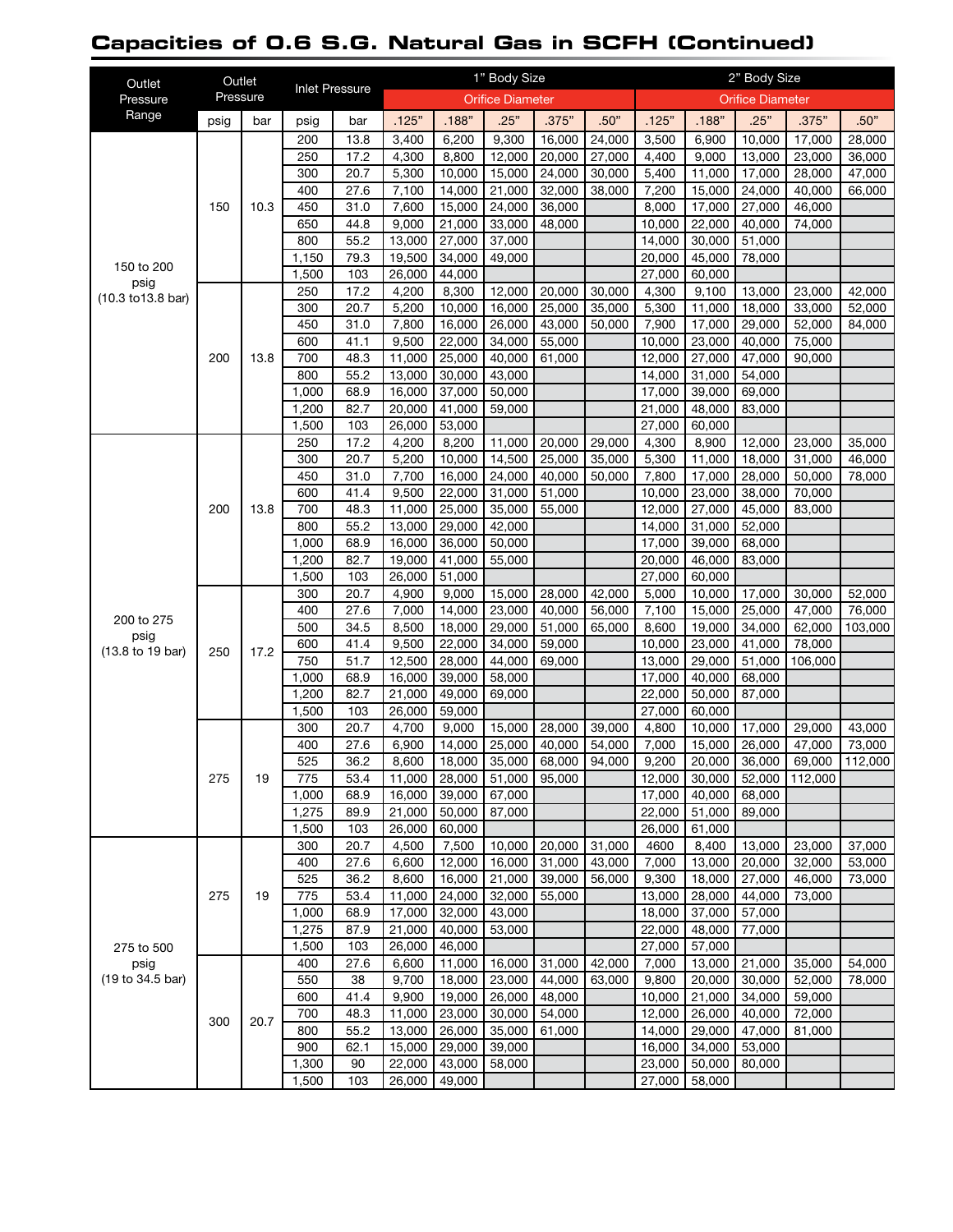## Capacities of 0.6 S.G. Natural Gas in SCFH (Continued)

| Outlet Pressure Range | Outlet Pressure | | Inlet Pressure | | 1" Body Size | | | | | 2" Body Size | | | | |
|---|---|---|---|---|---|---|---|---|---|---|---|---|---|---|
| | | | | | Orifice Diameter | | | | | Orifice Diameter | | | | |
| | psig | bar | psig | bar | .125" | .188" | .25" | .375" | .50" | .125" | .188" | .25" | .375" | .50" |
| 150 to 200 psig (10.3 to13.8 bar) | 150 | 10.3 | 200 | 13.8 | 3,400 | 6,200 | 9,300 | 16,000 | 24,000 | 3,500 | 6,900 | 10,000 | 17,000 | 28,000 |
| | | | 250 | 17.2 | 4,300 | 8,800 | 12,000 | 20,000 | 27,000 | 4,400 | 9,000 | 13,000 | 23,000 | 36,000 |
| | | | 300 | 20.7 | 5,300 | 10,000 | 15,000 | 24,000 | 30,000 | 5,400 | 11,000 | 17,000 | 28,000 | 47,000 |
| | | | 400 | 27.6 | 7,100 | 14,000 | 21,000 | 32,000 | 38,000 | 7,200 | 15,000 | 24,000 | 40,000 | 66,000 |
| | | | 450 | 31.0 | 7,600 | 15,000 | 24,000 | 36,000 | | 8,000 | 17,000 | 27,000 | 46,000 | |
| | | | 650 | 44.8 | 9,000 | 21,000 | 33,000 | 48,000 | | 10,000 | 22,000 | 40,000 | 74,000 | |
| | | | 800 | 55.2 | 13,000 | 27,000 | 37,000 | | | 14,000 | 30,000 | 51,000 | | |
| | | | 1,150 | 79.3 | 19,500 | 34,000 | 49,000 | | | 20,000 | 45,000 | 78,000 | | |
| | | | 1,500 | 103 | 26,000 | 44,000 | | | | 27,000 | 60,000 | | | |
| | 200 | 13.8 | 250 | 17.2 | 4,200 | 8,300 | 12,000 | 20,000 | 30,000 | 4,300 | 9,100 | 13,000 | 23,000 | 42,000 |
| | | | 300 | 20.7 | 5,200 | 10,000 | 16,000 | 25,000 | 35,000 | 5,300 | 11,000 | 18,000 | 33,000 | 52,000 |
| | | | 450 | 31.0 | 7,800 | 16,000 | 26,000 | 43,000 | 50,000 | 7,900 | 17,000 | 29,000 | 52,000 | 84,000 |
| | | | 600 | 41.1 | 9,500 | 22,000 | 34,000 | 55,000 | | 10,000 | 23,000 | 40,000 | 75,000 | |
| | | | 700 | 48.3 | 11,000 | 25,000 | 40,000 | 61,000 | | 12,000 | 27,000 | 47,000 | 90,000 | |
| | | | 800 | 55.2 | 13,000 | 30,000 | 43,000 | | | 14,000 | 31,000 | 54,000 | | |
| | | | 1,000 | 68.9 | 16,000 | 37,000 | 50,000 | | | 17,000 | 39,000 | 69,000 | | |
| | | | 1,200 | 82.7 | 20,000 | 41,000 | 59,000 | | | 21,000 | 48,000 | 83,000 | | |
| | | | 1,500 | 103 | 26,000 | 53,000 | | | | 27,000 | 60,000 | | | |
| 200 to 275 psig (13.8 to 19 bar) | 200 | 13.8 | 250 | 17.2 | 4,200 | 8,200 | 11,000 | 20,000 | 29,000 | 4,300 | 8,900 | 12,000 | 23,000 | 35,000 |
| | | | 300 | 20.7 | 5,200 | 10,000 | 14,500 | 25,000 | 35,000 | 5,300 | 11,000 | 18,000 | 31,000 | 46,000 |
| | | | 450 | 31.0 | 7,700 | 16,000 | 24,000 | 40,000 | 50,000 | 7,800 | 17,000 | 28,000 | 50,000 | 78,000 |
| | | | 600 | 41.4 | 9,500 | 22,000 | 31,000 | 51,000 | | 10,000 | 23,000 | 38,000 | 70,000 | |
| | | | 700 | 48.3 | 11,000 | 25,000 | 35,000 | 55,000 | | 12,000 | 27,000 | 45,000 | 83,000 | |
| | | | 800 | 55.2 | 13,000 | 29,000 | 42,000 | | | 14,000 | 31,000 | 52,000 | | |
| | | | 1,000 | 68.9 | 16,000 | 36,000 | 50,000 | | | 17,000 | 39,000 | 68,000 | | |
| | | | 1,200 | 82.7 | 19,000 | 41,000 | 55,000 | | | 20,000 | 46,000 | 83,000 | | |
| | | | 1,500 | 103 | 26,000 | 51,000 | | | | 27,000 | 60,000 | | | |
| | 250 | 17.2 | 300 | 20.7 | 4,900 | 9,000 | 15,000 | 28,000 | 42,000 | 5,000 | 10,000 | 17,000 | 30,000 | 52,000 |
| | | | 400 | 27.6 | 7,000 | 14,000 | 23,000 | 40,000 | 56,000 | 7,100 | 15,000 | 25,000 | 47,000 | 76,000 |
| | | | 500 | 34.5 | 8,500 | 18,000 | 29,000 | 51,000 | 65,000 | 8,600 | 19,000 | 34,000 | 62,000 | 103,000 |
| | | | 600 | 41.4 | 9,500 | 22,000 | 34,000 | 59,000 | | 10,000 | 23,000 | 41,000 | 78,000 | |
| | | | 750 | 51.7 | 12,500 | 28,000 | 44,000 | 69,000 | | 13,000 | 29,000 | 51,000 | 106,000 | |
| | | | 1,000 | 68.9 | 16,000 | 39,000 | 58,000 | | | 17,000 | 40,000 | 68,000 | | |
| | | | 1,200 | 82.7 | 21,000 | 49,000 | 69,000 | | | 22,000 | 50,000 | 87,000 | | |
| | | | 1,500 | 103 | 26,000 | 59,000 | | | | 27,000 | 60,000 | | | |
| | 275 | 19 | 300 | 20.7 | 4,700 | 9,000 | 15,000 | 28,000 | 39,000 | 4,800 | 10,000 | 17,000 | 29,000 | 43,000 |
| | | | 400 | 27.6 | 6,900 | 14,000 | 25,000 | 40,000 | 54,000 | 7,000 | 15,000 | 26,000 | 47,000 | 73,000 |
| | | | 525 | 36.2 | 8,600 | 18,000 | 35,000 | 68,000 | 94,000 | 9,200 | 20,000 | 36,000 | 69,000 | 112,000 |
| | | | 775 | 53.4 | 11,000 | 28,000 | 51,000 | 95,000 | | 12,000 | 30,000 | 52,000 | 112,000 | |
| | | | 1,000 | 68.9 | 16,000 | 39,000 | 67,000 | | | 17,000 | 40,000 | 68,000 | | |
| | | | 1,275 | 89.9 | 21,000 | 50,000 | 87,000 | | | 22,000 | 51,000 | 89,000 | | |
| | | | 1,500 | 103 | 26,000 | 60,000 | | | | 26,000 | 61,000 | | | |
| 275 to 500 psig (19 to 34.5 bar) | 275 | 19 | 300 | 20.7 | 4,500 | 7,500 | 10,000 | 20,000 | 31,000 | 4600 | 8,400 | 13,000 | 23,000 | 37,000 |
| | | | 400 | 27.6 | 6,600 | 12,000 | 16,000 | 31,000 | 43,000 | 7,000 | 13,000 | 20,000 | 32,000 | 53,000 |
| | | | 525 | 36.2 | 8,600 | 16,000 | 21,000 | 39,000 | 56,000 | 9,300 | 18,000 | 27,000 | 46,000 | 73,000 |
| | | | 775 | 53.4 | 11,000 | 24,000 | 32,000 | 55,000 | | 13,000 | 28,000 | 44,000 | 73,000 | |
| | | | 1,000 | 68.9 | 17,000 | 32,000 | 43,000 | | | 18,000 | 37,000 | 57,000 | | |
| | | | 1,275 | 87.9 | 21,000 | 40,000 | 53,000 | | | 22,000 | 48,000 | 77,000 | | |
| | | | 1,500 | 103 | 26,000 | 46,000 | | | | 27,000 | 57,000 | | | |
| | 300 | 20.7 | 400 | 27.6 | 6,600 | 11,000 | 16,000 | 31,000 | 42,000 | 7,000 | 13,000 | 21,000 | 35,000 | 54,000 |
| | | | 550 | 38 | 9,700 | 18,000 | 23,000 | 44,000 | 63,000 | 9,800 | 20,000 | 30,000 | 52,000 | 78,000 |
| | | | 600 | 41.4 | 9,900 | 19,000 | 26,000 | 48,000 | | 10,000 | 21,000 | 34,000 | 59,000 | |
| | | | 700 | 48.3 | 11,000 | 23,000 | 30,000 | 54,000 | | 12,000 | 26,000 | 40,000 | 72,000 | |
| | | | 800 | 55.2 | 13,000 | 26,000 | 35,000 | 61,000 | | 14,000 | 29,000 | 47,000 | 81,000 | |
| | | | 900 | 62.1 | 15,000 | 29,000 | 39,000 | | | 16,000 | 34,000 | 53,000 | | |
| | | | 1,300 | 90 | 22,000 | 43,000 | 58,000 | | | 23,000 | 50,000 | 80,000 | | |
| | | | 1,500 | 103 | 26,000 | 49,000 | | | | 27,000 | 58,000 | | | |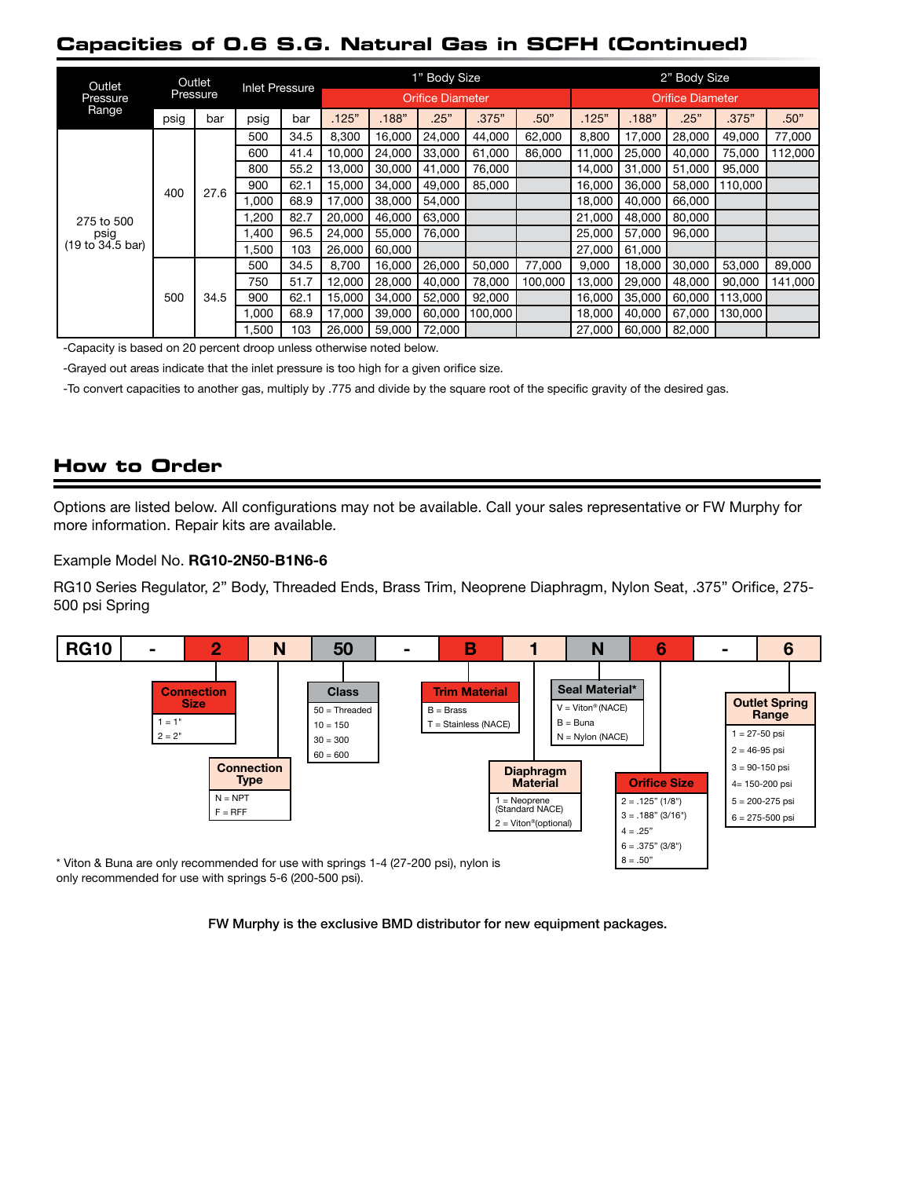## Capacities of 0.6 S.G. Natural Gas in SCFH (Continued)

| Outlet Pressure Range | Outlet Pressure | | Inlet Pressure | | 1" Body Size | | | | | 2" Body Size | | | | |
|---|---|---|---|---|---|---|---|---|---|---|---|---|---|---|
| | | | | | Orifice Diameter | | | | | Orifice Diameter | | | | |
| | psig | bar | psig | bar | .125" | .188" | .25" | .375" | .50" | .125" | .188" | .25" | .375" | .50" |
| 275 to 500 psig (19 to 34.5 bar) | 400 | 27.6 | 500 | 34.5 | 8,300 | 16,000 | 24,000 | 44,000 | 62,000 | 8,800 | 17,000 | 28,000 | 49,000 | 77,000 |
| | | | 600 | 41.4 | 10,000 | 24,000 | 33,000 | 61,000 | 86,000 | 11,000 | 25,000 | 40,000 | 75,000 | 112,000 |
| | | | 800 | 55.2 | 13,000 | 30,000 | 41,000 | 76,000 | | 14,000 | 31,000 | 51,000 | 95,000 | |
| | | | 900 | 62.1 | 15,000 | 34,000 | 49,000 | 85,000 | | 16,000 | 36,000 | 58,000 | 110,000 | |
| | | | 1,000 | 68.9 | 17,000 | 38,000 | 54,000 | | | 18,000 | 40,000 | 66,000 | | |
| | | | 1,200 | 82.7 | 20,000 | 46,000 | 63,000 | | | 21,000 | 48,000 | 80,000 | | |
| | | | 1,400 | 96.5 | 24,000 | 55,000 | 76,000 | | | 25,000 | 57,000 | 96,000 | | |
| | | | 1,500 | 103 | 26,000 | 60,000 | | | | 27,000 | 61,000 | | | |
| | 500 | 34.5 | 500 | 34.5 | 8,700 | 16,000 | 26,000 | 50,000 | 77,000 | 9,000 | 18,000 | 30,000 | 53,000 | 89,000 |
| | | | 750 | 51.7 | 12,000 | 28,000 | 40,000 | 78,000 | 100,000 | 13,000 | 29,000 | 48,000 | 90,000 | 141,000 |
| | | | 900 | 62.1 | 15,000 | 34,000 | 52,000 | 92,000 | | 16,000 | 35,000 | 60,000 | 113,000 | |
| | | | 1,000 | 68.9 | 17,000 | 39,000 | 60,000 | 100,000 | | 18,000 | 40,000 | 67,000 | 130,000 | |
| | | | 1,500 | 103 | 26,000 | 59,000 | 72,000 | | | 27,000 | 60,000 | 82,000 | | |

-Capacity is based on 20 percent droop unless otherwise noted below.

-Grayed out areas indicate that the inlet pressure is too high for a given orifice size.

-To convert capacities to another gas, multiply by .775 and divide by the square root of the specific gravity of the desired gas.

## How to Order

Options are listed below. All configurations may not be available. Call your sales representative or FW Murphy for more information. Repair kits are available.

Example Model No. **RG10-2N50-B1N6-6**

RG10 Series Regulator, 2" Body, Threaded Ends, Brass Trim, Neoprene Diaphragm, Nylon Seat, .375" Orifice, 275-500 psi Spring

| RG10 | - | 2 | N | 50 | - | B | 1 | N | 6 | - | 6 |
|---|---|---|---|---|---|---|---|---|---|---|---|

**Connection Size**
- 1 = 1"
- 2 = 2"

**Connection Type**
- N = NPT
- F = RFF

**Class**
- 50 = Threaded
- 10 = 150
- 30 = 300
- 60 = 600

**Trim Material**
- B = Brass
- T = Stainless (NACE)

**Diaphragm Material**
- 1 = Neoprene (Standard NACE)
- 2 = Viton®(optional)

**Seal Material***
- V = Viton® (NACE)
- B = Buna
- N = Nylon (NACE)

**Orifice Size**
- 2 = .125" (1/8")
- 3 = .188" (3/16")
- 4 = .25"
- 6 = .375" (3/8")
- 8 = .50"

**Outlet Spring Range**
- 1 = 27-50 psi
- 2 = 46-95 psi
- 3 = 90-150 psi
- 4= 150-200 psi
- 5 = 200-275 psi
- 6 = 275-500 psi

* Viton & Buna are only recommended for use with springs 1-4 (27-200 psi), nylon is only recommended for use with springs 5-6 (200-500 psi).

**FW Murphy is the exclusive BMD distributor for new equipment packages.**